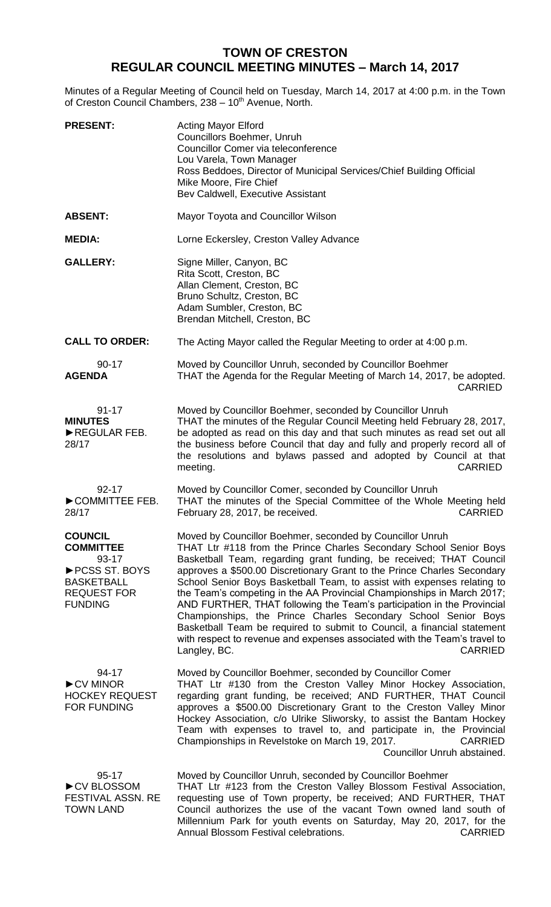# TOWN OF CRESTON
## REGULAR COUNCIL MEETING MINUTES – March 14, 2017

Minutes of a Regular Meeting of Council held on Tuesday, March 14, 2017 at 4:00 p.m. in the Town of Creston Council Chambers, 238 – 10th Avenue, North.

**PRESENT:**
Acting Mayor Elford
Councillors Boehmer, Unruh
Councillor Comer via teleconference
Lou Varela, Town Manager
Ross Beddoes, Director of Municipal Services/Chief Building Official
Mike Moore, Fire Chief
Bev Caldwell, Executive Assistant

**ABSENT:** Mayor Toyota and Councillor Wilson

**MEDIA:** Lorne Eckersley, Creston Valley Advance

**GALLERY:**
Signe Miller, Canyon, BC
Rita Scott, Creston, BC
Allan Clement, Creston, BC
Bruno Schultz, Creston, BC
Adam Sumbler, Creston, BC
Brendan Mitchell, Creston, BC

**CALL TO ORDER:** The Acting Mayor called the Regular Meeting to order at 4:00 p.m.

90-17
**AGENDA**

Moved by Councillor Unruh, seconded by Councillor Boehmer
THAT the Agenda for the Regular Meeting of March 14, 2017, be adopted.
CARRIED

91-17
**MINUTES**
►REGULAR FEB. 28/17

Moved by Councillor Boehmer, seconded by Councillor Unruh
THAT the minutes of the Regular Council Meeting held February 28, 2017, be adopted as read on this day and that such minutes as read set out all the business before Council that day and fully and properly record all of the resolutions and bylaws passed and adopted by Council at that meeting.
CARRIED

92-17
►COMMITTEE FEB. 28/17

Moved by Councillor Comer, seconded by Councillor Unruh
THAT the minutes of the Special Committee of the Whole Meeting held February 28, 2017, be received.
CARRIED

**COUNCIL COMMITTEE**
93-17
►PCSS ST. BOYS BASKETBALL REQUEST FOR FUNDING

Moved by Councillor Boehmer, seconded by Councillor Unruh
THAT Ltr #118 from the Prince Charles Secondary School Senior Boys Basketball Team, regarding grant funding, be received; THAT Council approves a $500.00 Discretionary Grant to the Prince Charles Secondary School Senior Boys Basketball Team, to assist with expenses relating to the Team's competing in the AA Provincial Championships in March 2017; AND FURTHER, THAT following the Team's participation in the Provincial Championships, the Prince Charles Secondary School Senior Boys Basketball Team be required to submit to Council, a financial statement with respect to revenue and expenses associated with the Team's travel to Langley, BC.
CARRIED

94-17
►CV MINOR HOCKEY REQUEST FOR FUNDING

Moved by Councillor Boehmer, seconded by Councillor Comer
THAT Ltr #130 from the Creston Valley Minor Hockey Association, regarding grant funding, be received; AND FURTHER, THAT Council approves a $500.00 Discretionary Grant to the Creston Valley Minor Hockey Association, c/o Ulrike Sliworsky, to assist the Bantam Hockey Team with expenses to travel to, and participate in, the Provincial Championships in Revelstoke on March 19, 2017.
CARRIED
Councillor Unruh abstained.

95-17
►CV BLOSSOM FESTIVAL ASSN. RE TOWN LAND

Moved by Councillor Unruh, seconded by Councillor Boehmer
THAT Ltr #123 from the Creston Valley Blossom Festival Association, requesting use of Town property, be received; AND FURTHER, THAT Council authorizes the use of the vacant Town owned land south of Millennium Park for youth events on Saturday, May 20, 2017, for the Annual Blossom Festival celebrations.
CARRIED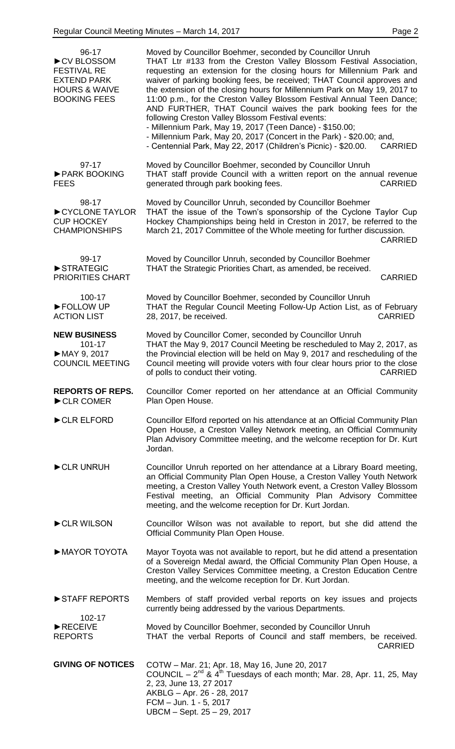**96-17**
**►CV BLOSSOM FESTIVAL RE EXTEND PARK HOURS & WAIVE BOOKING FEES**

Moved by Councillor Boehmer, seconded by Councillor Unruh
THAT Ltr #133 from the Creston Valley Blossom Festival Association, requesting an extension for the closing hours for Millennium Park and waiver of parking booking fees, be received; THAT Council approves and the extension of the closing hours for Millennium Park on May 19, 2017 to 11:00 p.m., for the Creston Valley Blossom Festival Annual Teen Dance; AND FURTHER, THAT Council waives the park booking fees for the following Creston Valley Blossom Festival events:
- Millennium Park, May 19, 2017 (Teen Dance) - $150.00;
- Millennium Park, May 20, 2017 (Concert in the Park) - $20.00; and,
- Centennial Park, May 22, 2017 (Children's Picnic) - $20.00.

CARRIED

**97-17**
**►PARK BOOKING FEES**

Moved by Councillor Boehmer, seconded by Councillor Unruh
THAT staff provide Council with a written report on the annual revenue generated through park booking fees.

CARRIED

**98-17**
**►CYCLONE TAYLOR CUP HOCKEY CHAMPIONSHIPS**

Moved by Councillor Unruh, seconded by Councillor Boehmer
THAT the issue of the Town's sponsorship of the Cyclone Taylor Cup Hockey Championships being held in Creston in 2017, be referred to the March 21, 2017 Committee of the Whole meeting for further discussion.

CARRIED

**99-17**
**►STRATEGIC PRIORITIES CHART**

Moved by Councillor Unruh, seconded by Councillor Boehmer
THAT the Strategic Priorities Chart, as amended, be received.

CARRIED

**100-17**
**►FOLLOW UP ACTION LIST**

Moved by Councillor Boehmer, seconded by Councillor Unruh
THAT the Regular Council Meeting Follow-Up Action List, as of February 28, 2017, be received.

CARRIED

## NEW BUSINESS

**101-17**
**►MAY 9, 2017 COUNCIL MEETING**

Moved by Councillor Comer, seconded by Councillor Unruh
THAT the May 9, 2017 Council Meeting be rescheduled to May 2, 2017, as the Provincial election will be held on May 9, 2017 and rescheduling of the Council meeting will provide voters with four clear hours prior to the close of polls to conduct their voting.

CARRIED

## REPORTS OF REPS.

**►CLR COMER**

Councillor Comer reported on her attendance at an Official Community Plan Open House.

**►CLR ELFORD**

Councillor Elford reported on his attendance at an Official Community Plan Open House, a Creston Valley Network meeting, an Official Community Plan Advisory Committee meeting, and the welcome reception for Dr. Kurt Jordan.

**►CLR UNRUH**

Councillor Unruh reported on her attendance at a Library Board meeting, an Official Community Plan Open House, a Creston Valley Youth Network meeting, a Creston Valley Youth Network event, a Creston Valley Blossom Festival meeting, an Official Community Plan Advisory Committee meeting, and the welcome reception for Dr. Kurt Jordan.

**►CLR WILSON**

Councillor Wilson was not available to report, but she did attend the Official Community Plan Open House.

**►MAYOR TOYOTA**

Mayor Toyota was not available to report, but he did attend a presentation of a Sovereign Medal award, the Official Community Plan Open House, a Creston Valley Services Committee meeting, a Creston Education Centre meeting, and the welcome reception for Dr. Kurt Jordan.

**►STAFF REPORTS**

Members of staff provided verbal reports on key issues and projects currently being addressed by the various Departments.

**102-17**
**►RECEIVE REPORTS**

Moved by Councillor Boehmer, seconded by Councillor Unruh
THAT the verbal Reports of Council and staff members, be received.

CARRIED

## GIVING OF NOTICES

COTW – Mar. 21; Apr. 18, May 16, June 20, 2017
COUNCIL – 2nd & 4th Tuesdays of each month; Mar. 28, Apr. 11, 25, May 2, 23, June 13, 27 2017
AKBLG – Apr. 26 - 28, 2017
FCM – Jun. 1 - 5, 2017
UBCM – Sept. 25 – 29, 2017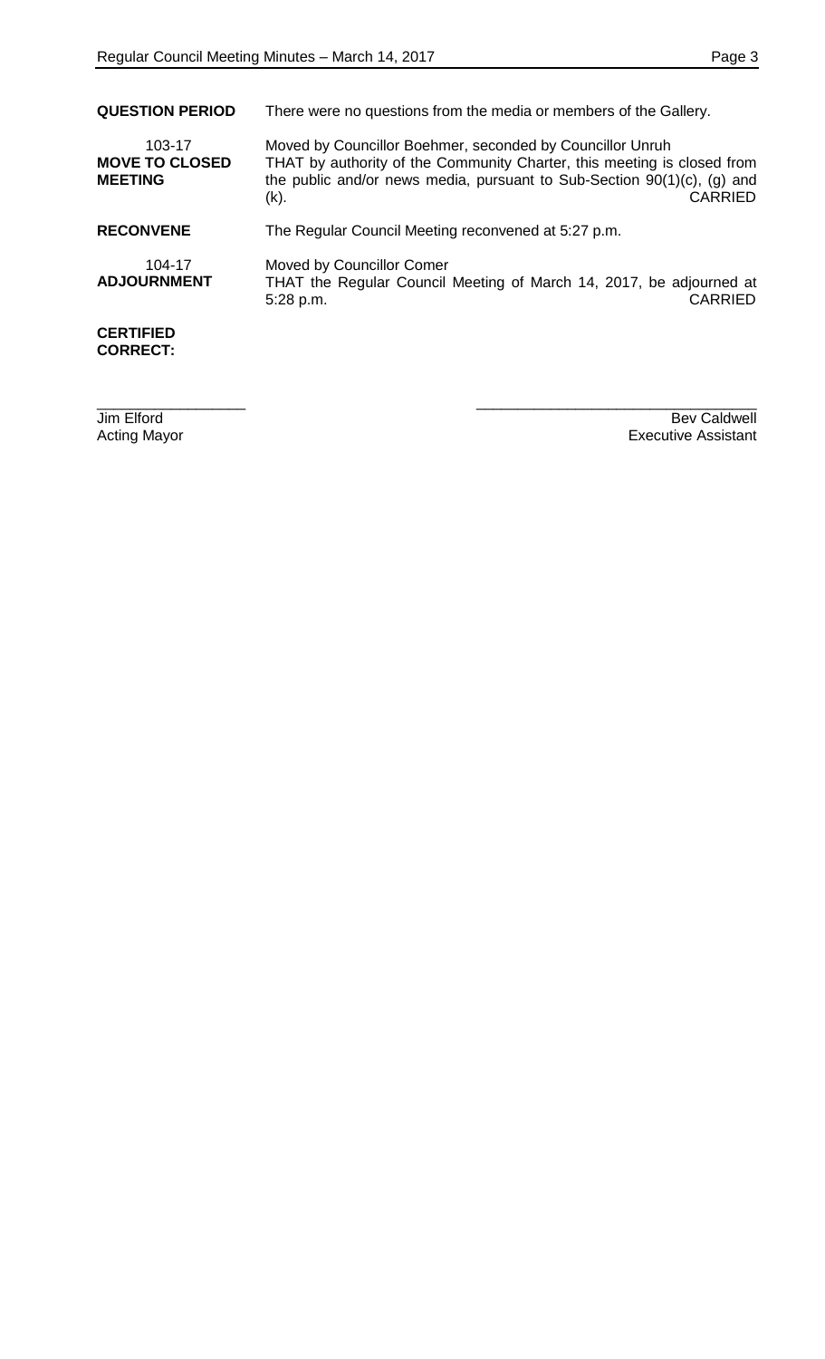**QUESTION PERIOD** There were no questions from the media or members of the Gallery.

103-17
**MOVE TO CLOSED MEETING**

Moved by Councillor Boehmer, seconded by Councillor Unruh
THAT by authority of the Community Charter, this meeting is closed from the public and/or news media, pursuant to Sub-Section 90(1)(c), (g) and (k). CARRIED

**RECONVENE** The Regular Council Meeting reconvened at 5:27 p.m.

104-17
**ADJOURNMENT**

Moved by Councillor Comer
THAT the Regular Council Meeting of March 14, 2017, be adjourned at 5:28 p.m. CARRIED

**CERTIFIED CORRECT:**

\_\_\_\_\_\_\_\_\_\_\_\_\_\_\_\_\_\_
Jim Elford
Acting Mayor

\_\_\_\_\_\_\_\_\_\_\_\_\_\_\_\_\_\_\_\_\_\_\_\_\_\_\_\_\_\_\_\_\_\_\_
Bev Caldwell
Executive Assistant